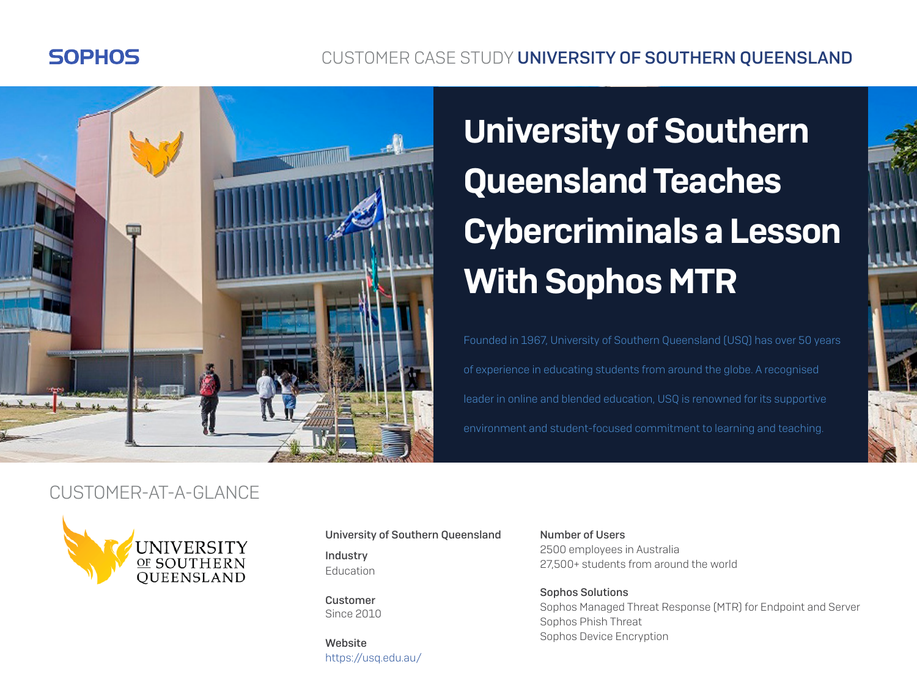SOPHOS

CUSTOMER CASE STUDY **UNIVERSITY OF SOUTHERN QUEENSLAND**

# University of Southern Queensland Teaches Cybercriminals a Lesson With Sophos MTR

Founded in 1967, University of Southern Queensland (USQ) has over 50 years of experience in educating students from around the globe. A recognised leader in online and blended education, USQ is renowned for its supportive environment and student-focused commitment to learning and teaching.

## CUSTOMER-AT-A-GLANCE

UNIVERSITY OF SOUTHERN QUEENSLAND

**University of Southern Queensland**

**Industry**
Education

**Customer**
Since 2010

**Website**
https://usq.edu.au/

**Number of Users**
2500 employees in Australia
27,500+ students from around the world

**Sophos Solutions**
Sophos Managed Threat Response (MTR) for Endpoint and Server
Sophos Phish Threat
Sophos Device Encryption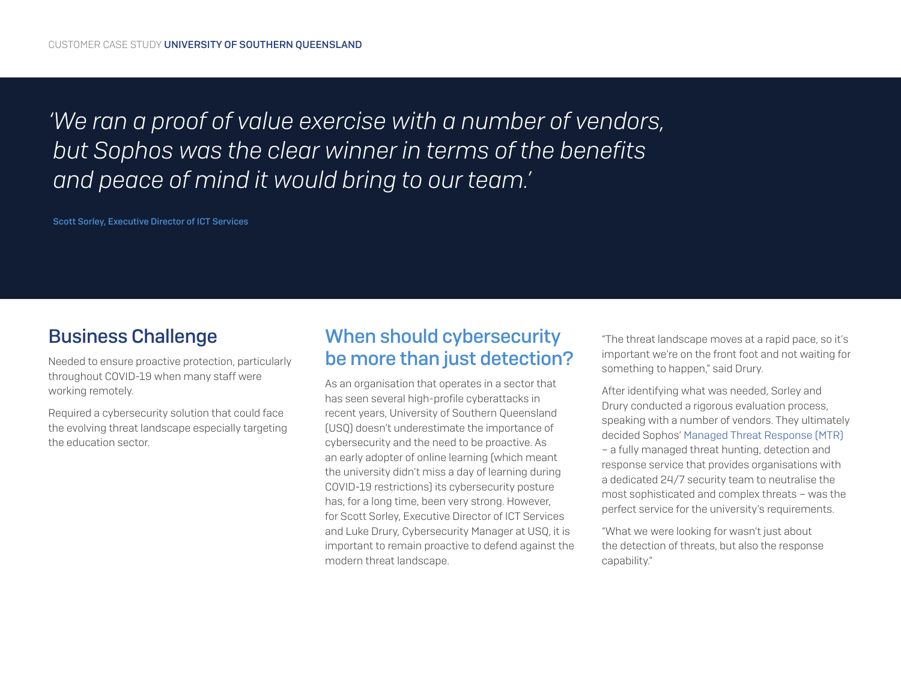*'We ran a proof of value exercise with a number of vendors, but Sophos was the clear winner in terms of the benefits and peace of mind it would bring to our team.'*

Scott Sorley, Executive Director of ICT Services

## Business Challenge

Needed to ensure proactive protection, particularly throughout COVID-19 when many staff were working remotely.

Required a cybersecurity solution that could face the evolving threat landscape especially targeting the education sector.

## When should cybersecurity be more than just detection?

As an organisation that operates in a sector that has seen several high-profile cyberattacks in recent years, University of Southern Queensland (USQ) doesn't underestimate the importance of cybersecurity and the need to be proactive. As an early adopter of online learning (which meant the university didn't miss a day of learning during COVID-19 restrictions) its cybersecurity posture has, for a long time, been very strong. However, for Scott Sorley, Executive Director of ICT Services and Luke Drury, Cybersecurity Manager at USQ, it is important to remain proactive to defend against the modern threat landscape.

"The threat landscape moves at a rapid pace, so it's important we're on the front foot and not waiting for something to happen," said Drury.

After identifying what was needed, Sorley and Drury conducted a rigorous evaluation process, speaking with a number of vendors. They ultimately decided Sophos' Managed Threat Response (MTR) – a fully managed threat hunting, detection and response service that provides organisations with a dedicated 24/7 security team to neutralise the most sophisticated and complex threats – was the perfect service for the university's requirements.

"What we were looking for wasn't just about the detection of threats, but also the response capability."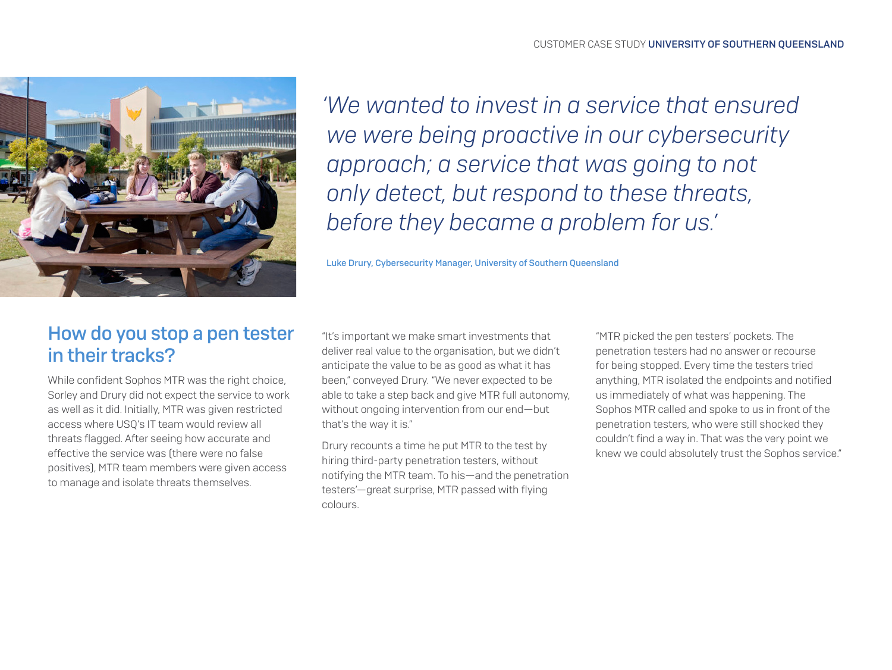*'We wanted to invest in a service that ensured we were being proactive in our cybersecurity approach; a service that was going to not only detect, but respond to these threats, before they became a problem for us.'*

Luke Drury, Cybersecurity Manager, University of Southern Queensland

## How do you stop a pen tester in their tracks?

While confident Sophos MTR was the right choice, Sorley and Drury did not expect the service to work as well as it did. Initially, MTR was given restricted access where USQ's IT team would review all threats flagged. After seeing how accurate and effective the service was (there were no false positives), MTR team members were given access to manage and isolate threats themselves.

"It's important we make smart investments that deliver real value to the organisation, but we didn't anticipate the value to be as good as what it has been," conveyed Drury. "We never expected to be able to take a step back and give MTR full autonomy, without ongoing intervention from our end—but that's the way it is."

Drury recounts a time he put MTR to the test by hiring third-party penetration testers, without notifying the MTR team. To his—and the penetration testers'—great surprise, MTR passed with flying colours.

"MTR picked the pen testers' pockets. The penetration testers had no answer or recourse for being stopped. Every time the testers tried anything, MTR isolated the endpoints and notified us immediately of what was happening. The Sophos MTR called and spoke to us in front of the penetration testers, who were still shocked they couldn't find a way in. That was the very point we knew we could absolutely trust the Sophos service."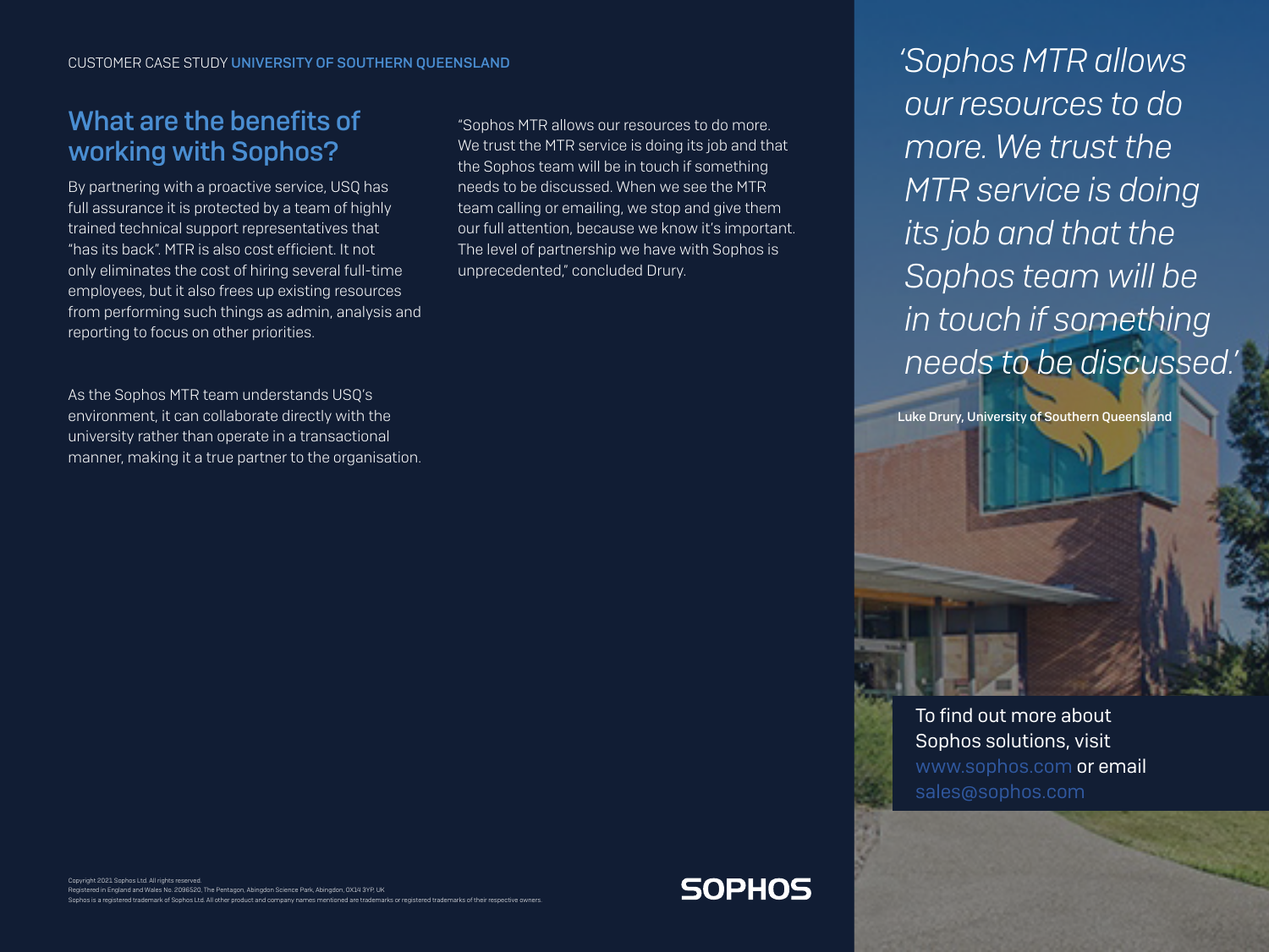## What are the benefits of working with Sophos?

By partnering with a proactive service, USQ has full assurance it is protected by a team of highly trained technical support representatives that "has its back". MTR is also cost efficient. It not only eliminates the cost of hiring several full-time employees, but it also frees up existing resources from performing such things as admin, analysis and reporting to focus on other priorities.

As the Sophos MTR team understands USQ's environment, it can collaborate directly with the university rather than operate in a transactional manner, making it a true partner to the organisation.

"Sophos MTR allows our resources to do more. We trust the MTR service is doing its job and that the Sophos team will be in touch if something needs to be discussed. When we see the MTR team calling or emailing, we stop and give them our full attention, because we know it's important. The level of partnership we have with Sophos is unprecedented," concluded Drury.

*'Sophos MTR allows our resources to do more. We trust the MTR service is doing its job and that the Sophos team will be in touch if something needs to be discussed.'*

**Luke Drury, University of Southern Queensland**

To find out more about Sophos solutions, visit www.sophos.com or email sales@sophos.com

Copyright 2021 Sophos Ltd. All rights reserved.
Registered in England and Wales No. 2096520, The Pentagon, Abingdon Science Park, Abingdon, OX14 3YP, UK
Sophos is a registered trademark of Sophos Ltd. All other product and company names mentioned are trademarks or registered trademarks of their respective owners.

SOPHOS